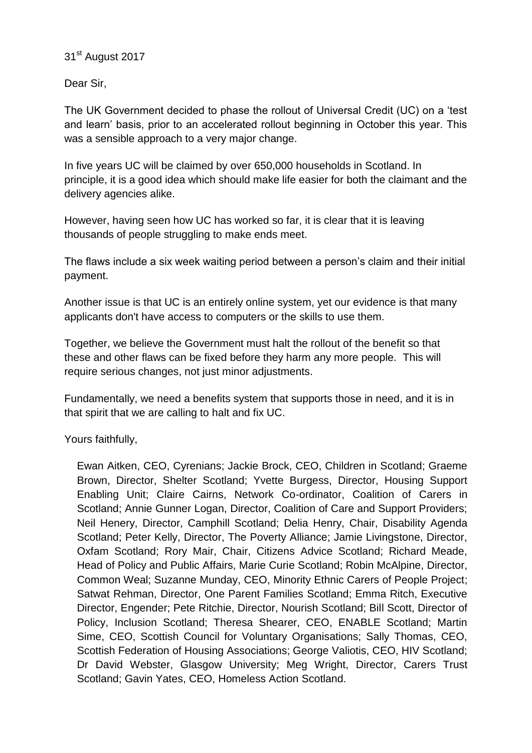31st August 2017

Dear Sir,

The UK Government decided to phase the rollout of Universal Credit (UC) on a 'test and learn' basis, prior to an accelerated rollout beginning in October this year. This was a sensible approach to a very major change.

In five years UC will be claimed by over 650,000 households in Scotland. In principle, it is a good idea which should make life easier for both the claimant and the delivery agencies alike.

However, having seen how UC has worked so far, it is clear that it is leaving thousands of people struggling to make ends meet.

The flaws include a six week waiting period between a person's claim and their initial payment.

Another issue is that UC is an entirely online system, yet our evidence is that many applicants don't have access to computers or the skills to use them.

Together, we believe the Government must halt the rollout of the benefit so that these and other flaws can be fixed before they harm any more people. This will require serious changes, not just minor adjustments.

Fundamentally, we need a benefits system that supports those in need, and it is in that spirit that we are calling to halt and fix UC.

Yours faithfully,

Ewan Aitken, CEO, Cyrenians; Jackie Brock, CEO, Children in Scotland; Graeme Brown, Director, Shelter Scotland; Yvette Burgess, Director, Housing Support Enabling Unit; Claire Cairns, Network Co-ordinator, Coalition of Carers in Scotland; Annie Gunner Logan, Director, Coalition of Care and Support Providers; Neil Henery, Director, Camphill Scotland; Delia Henry, Chair, Disability Agenda Scotland; Peter Kelly, Director, The Poverty Alliance; Jamie Livingstone, Director, Oxfam Scotland; Rory Mair, Chair, Citizens Advice Scotland; Richard Meade, Head of Policy and Public Affairs, Marie Curie Scotland; Robin McAlpine, Director, Common Weal; Suzanne Munday, CEO, Minority Ethnic Carers of People Project; Satwat Rehman, Director, One Parent Families Scotland; Emma Ritch, Executive Director, Engender; Pete Ritchie, Director, Nourish Scotland; Bill Scott, Director of Policy, Inclusion Scotland; Theresa Shearer, CEO, ENABLE Scotland; Martin Sime, CEO, Scottish Council for Voluntary Organisations; Sally Thomas, CEO, Scottish Federation of Housing Associations; George Valiotis, CEO, HIV Scotland; Dr David Webster, Glasgow University; Meg Wright, Director, Carers Trust Scotland; Gavin Yates, CEO, Homeless Action Scotland.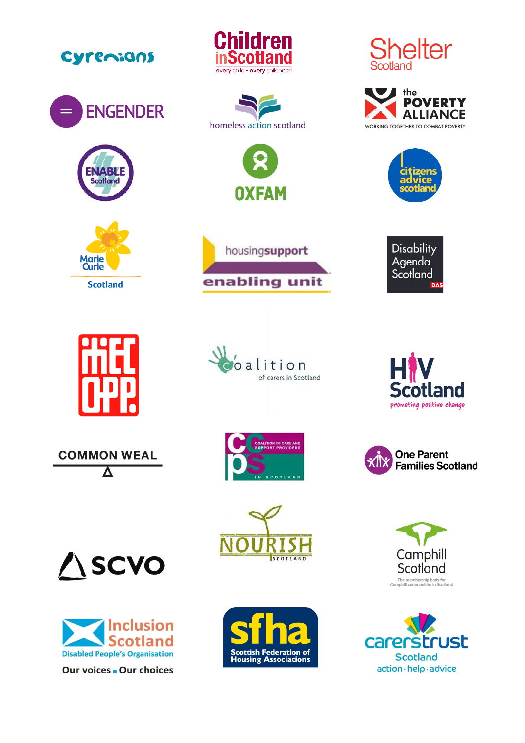Cyrenians

Children in Scotland
every child • every childhood

Shelter Scotland

ENGENDER

homeless action scotland

the POVERTY ALLIANCE
WORKING TOGETHER TO COMBAT POVERTY

ENABLE Scotland

OXFAM

citizens advice scotland

Marie Curie
Scotland

housingsupport
enabling unit

Disability Agenda Scotland
DAS

MECOPP

Coalition of carers in Scotland

HIV Scotland
promoting positive change

COMMON WEAL

CCPS
COALITION OF CARE AND SUPPORT PROVIDERS
IN SCOTLAND

One Parent Families Scotland

SCVO

NOURISH
SCOTLAND

Camphill Scotland
The membership body for Camphill communities in Scotland

Inclusion Scotland
Disabled People's Organisation
Our voices ▪ Our choices

sfha
Scottish Federation of Housing Associations

carerstrust
Scotland
action·help·advice